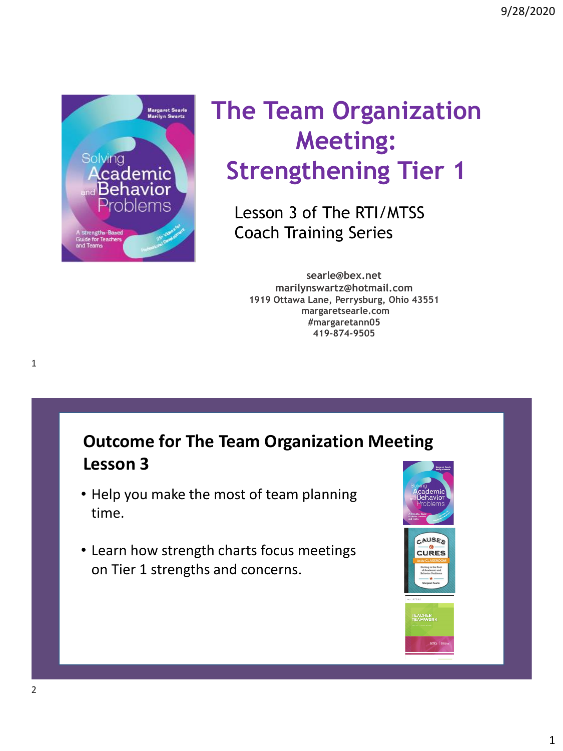# The Team Organization Meeting: Strengthening Tier 1

Lesson 3 of The RTI/MTSS Coach Training Series

**searle@bex.net**
**marilynswartz@hotmail.com**
**1919 Ottawa Lane, Perrysburg, Ohio 43551**
**margaretsearle.com**
**#margaretann05**
**419-874-9505**

## Outcome for The Team Organization Meeting Lesson 3

- Help you make the most of team planning time.
- Learn how strength charts focus meetings on Tier 1 strengths and concerns.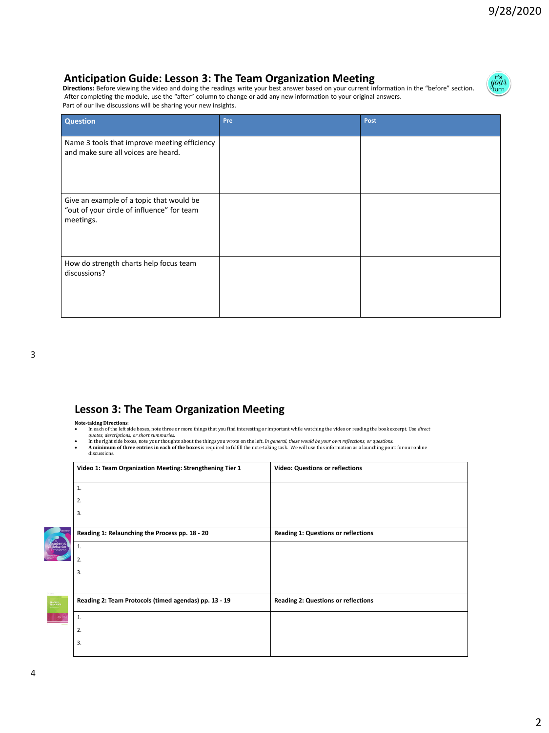## Anticipation Guide: Lesson 3: The Team Organization Meeting

**Directions:** Before viewing the video and doing the readings write your best answer based on your current information in the "before" section. After completing the module, use the "after" column to change or add any new information to your original answers. Part of our live discussions will be sharing your new insights.

| Question | Pre | Post |
|---|---|---|
| Name 3 tools that improve meeting efficiency and make sure all voices are heard. | | |
| Give an example of a topic that would be "out of your circle of influence" for team meetings. | | |
| How do strength charts help focus team discussions? | | |

## Lesson 3: The Team Organization Meeting

**Note-taking Directions**:

- In each of the left side boxes, note three or more things that you find interesting or important while watching the video or reading the book excerpt. Use *direct quotes, descriptions, or short summaries.*
- In the right side boxes, note your thoughts about the things you wrote on the left. *In general, these would be your own reflections, or questions.*
- **A minimum of three entries in each of the boxes** is required to fulfill the note-taking task. We will use this information as a launching point for our online discussions.

| Video 1: Team Organization Meeting: Strengthening Tier 1 | Video: Questions or reflections |
|---|---|
| 1.<br>2.<br>3. | |
| **Reading 1: Relaunching the Process pp. 18 - 20** | **Reading 1: Questions or reflections** |
| 1.<br>2.<br>3. | |
| **Reading 2: Team Protocols (timed agendas) pp. 13 - 19** | **Reading 2: Questions or reflections** |
| 1.<br>2.<br>3. | |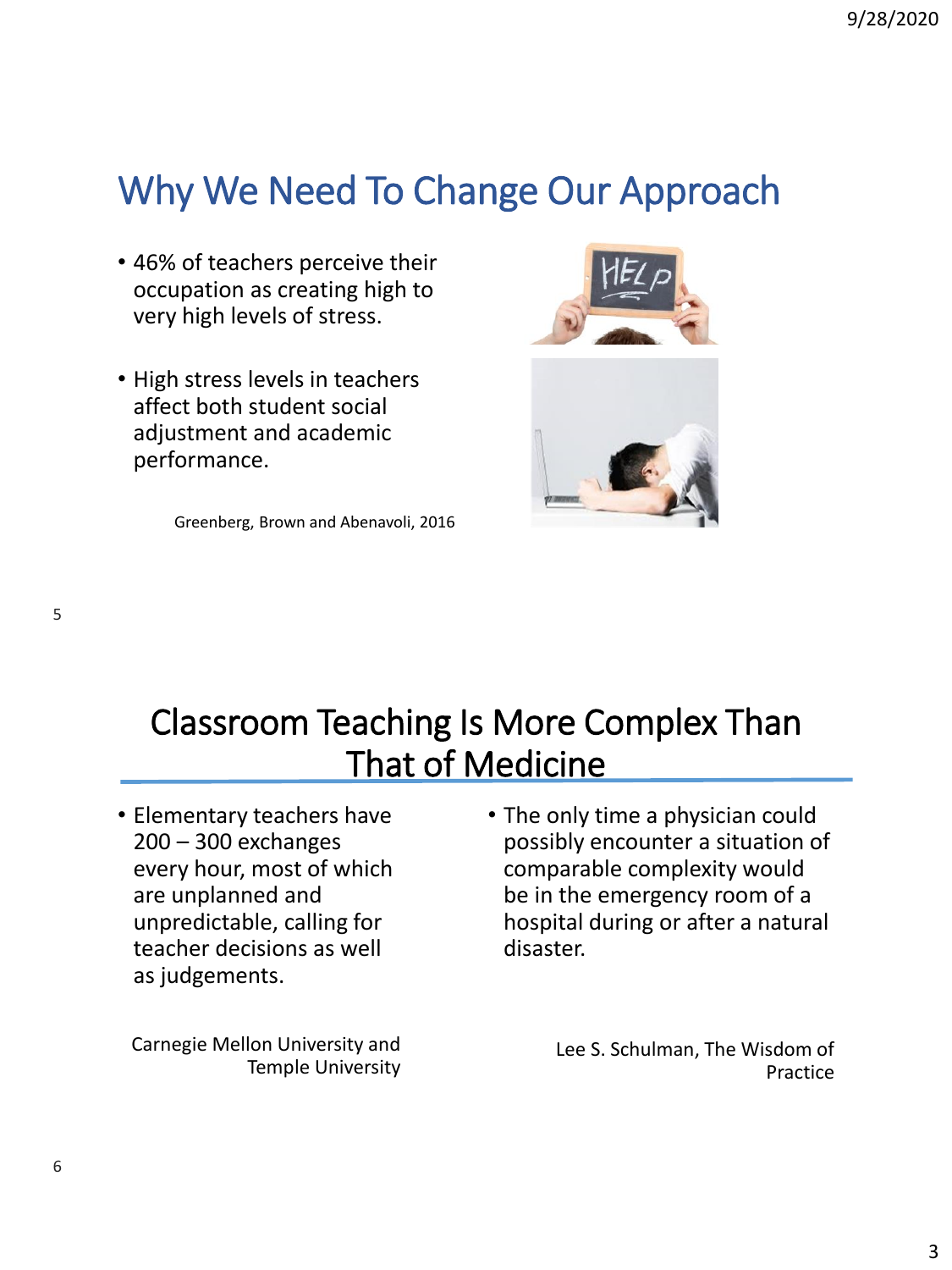## Why We Need To Change Our Approach

- 46% of teachers perceive their occupation as creating high to very high levels of stress.
- High stress levels in teachers affect both student social adjustment and academic performance.

Greenberg, Brown and Abenavoli, 2016

## Classroom Teaching Is More Complex Than That of Medicine

- Elementary teachers have 200 – 300 exchanges every hour, most of which are unplanned and unpredictable, calling for teacher decisions as well as judgements.

Carnegie Mellon University and Temple University

- The only time a physician could possibly encounter a situation of comparable complexity would be in the emergency room of a hospital during or after a natural disaster.

Lee S. Schulman, The Wisdom of Practice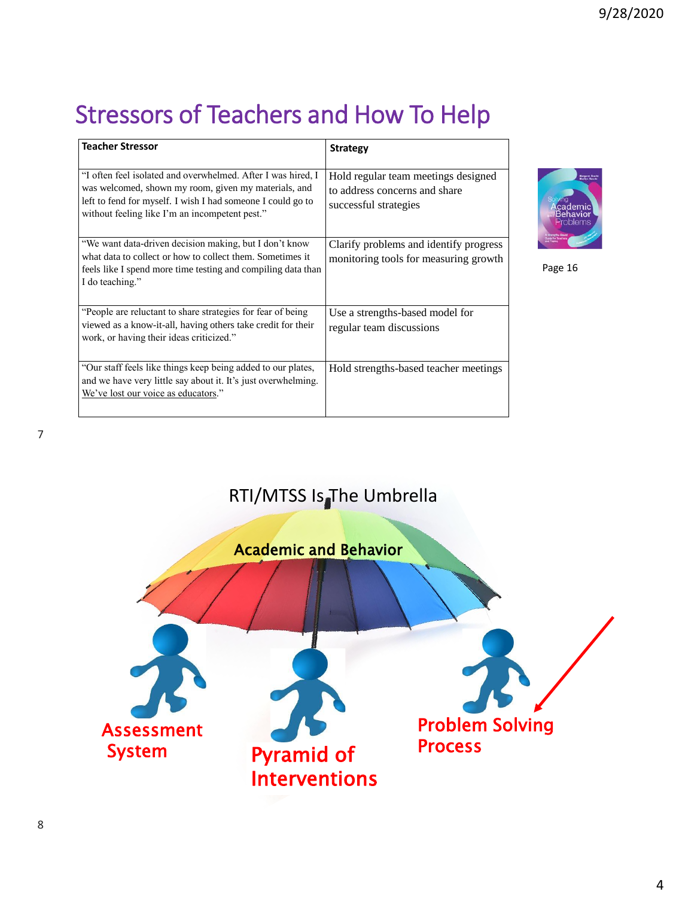## Stressors of Teachers and How To Help

| Teacher Stressor | Strategy |
|---|---|
| "I often feel isolated and overwhelmed. After I was hired, I was welcomed, shown my room, given my materials, and left to fend for myself. I wish I had someone I could go to without feeling like I'm an incompetent pest." | Hold regular team meetings designed to address concerns and share successful strategies |
| "We want data-driven decision making, but I don't know what data to collect or how to collect them. Sometimes it feels like I spend more time testing and compiling data than I do teaching." | Clarify problems and identify progress monitoring tools for measuring growth |
| "People are reluctant to share strategies for fear of being viewed as a know-it-all, having others take credit for their work, or having their ideas criticized." | Use a strengths-based model for regular team discussions |
| "Our staff feels like things keep being added to our plates, and we have very little say about it. It's just overwhelming. We've lost our voice as educators." | Hold strengths-based teacher meetings |

Page 16

RTI/MTSS Is The Umbrella

Academic and Behavior

Assessment System

Pyramid of Interventions

Problem Solving Process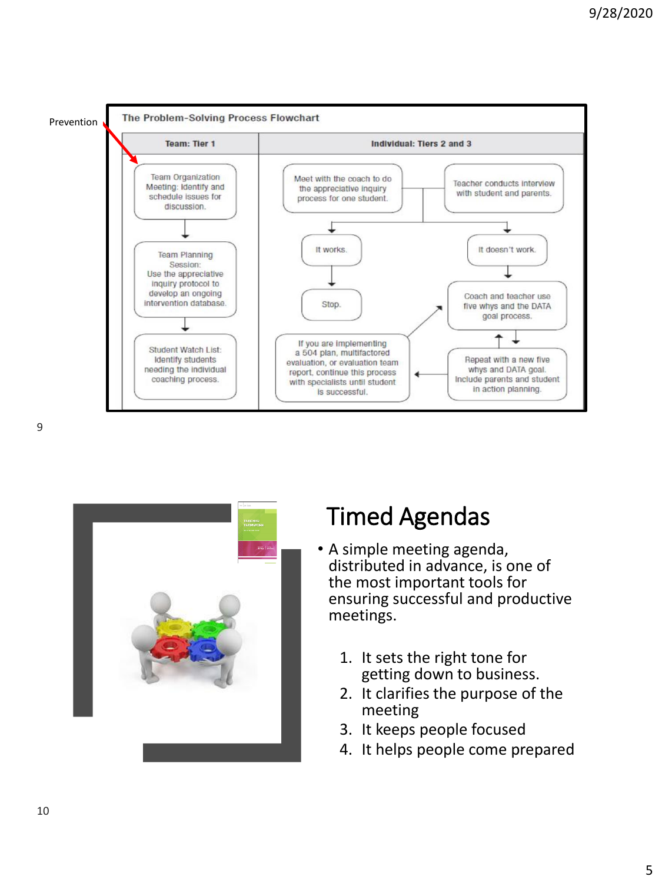Prevention

**The Problem-Solving Process Flowchart**

| Team: Tier 1 | Individual: Tiers 2 and 3 |
|---|---|
| Team Organization Meeting: Identify and schedule issues for discussion. → Team Planning Session: Use the appreciative inquiry protocol to develop an ongoing intervention database. → Student Watch List: Identify students needing the individual coaching process. | Meet with the coach to do the appreciative inquiry process for one student. / Teacher conducts interview with student and parents. → It works. → Stop. / It doesn't work. → Coach and teacher use five whys and the DATA goal process. ↔ Repeat with a new five whys and DATA goal. Include parents and student in action planning. → If you are implementing a 504 plan, multifactored evaluation, or evaluation team report, continue this process with specialists until student is successful. |

## Timed Agendas

- A simple meeting agenda, distributed in advance, is one of the most important tools for ensuring successful and productive meetings.

1. It sets the right tone for getting down to business.
2. It clarifies the purpose of the meeting
3. It keeps people focused
4. It helps people come prepared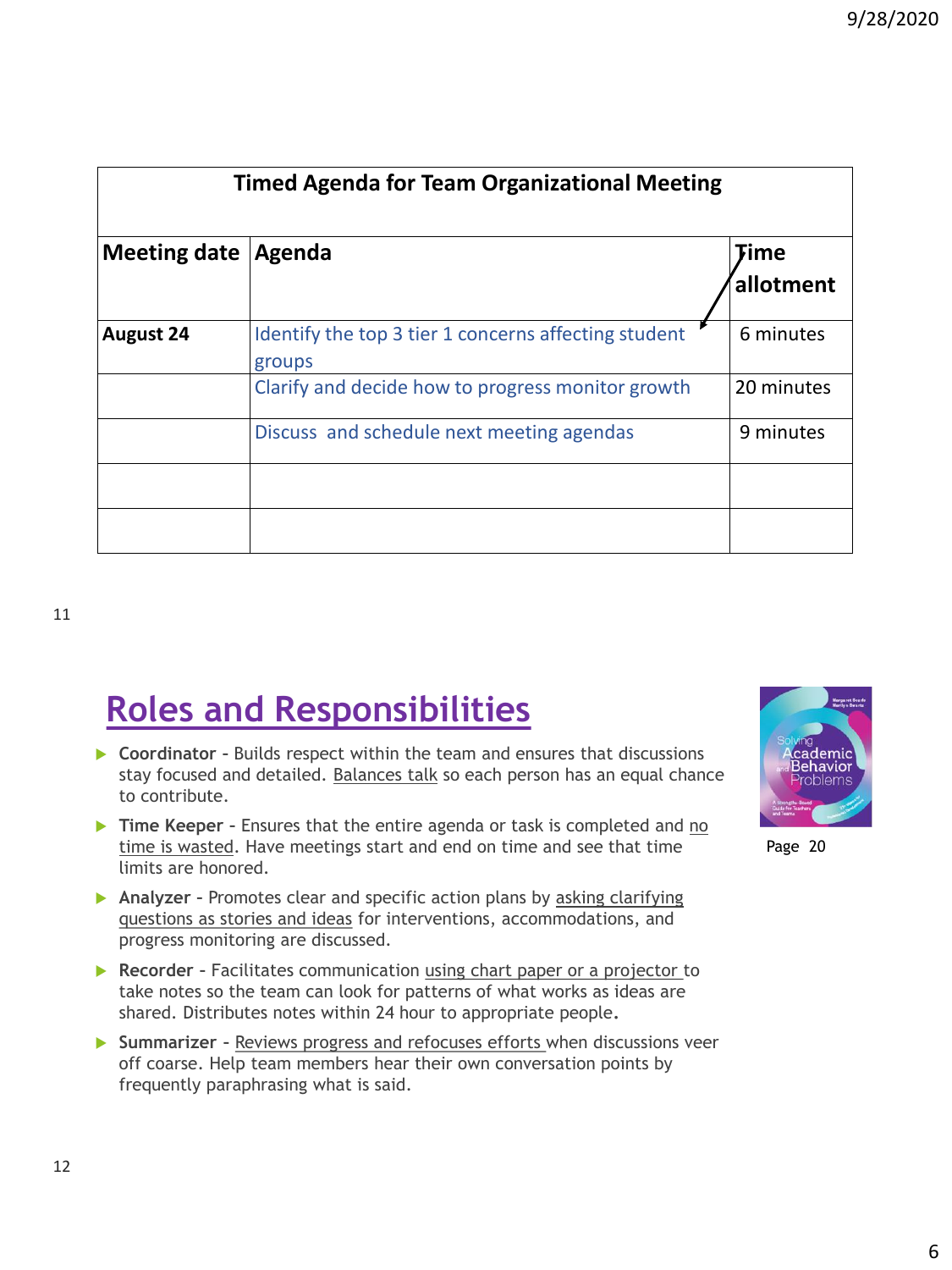| Timed Agenda for Team Organizational Meeting | | |
|---|---|---|
| **Meeting date** | **Agenda** | **Time allotment** |
| **August 24** | Identify the top 3 tier 1 concerns affecting student groups | 6 minutes |
| | Clarify and decide how to progress monitor growth | 20 minutes |
| | Discuss and schedule next meeting agendas | 9 minutes |
| | | |
| | | |

11

# Roles and Responsibilities

- **Coordinator** - Builds respect within the team and ensures that discussions stay focused and detailed. Balances talk so each person has an equal chance to contribute.
- **Time Keeper** - Ensures that the entire agenda or task is completed and no time is wasted. Have meetings start and end on time and see that time limits are honored.
- **Analyzer** - Promotes clear and specific action plans by asking clarifying questions as stories and ideas for interventions, accommodations, and progress monitoring are discussed.
- **Recorder** - Facilitates communication using chart paper or a projector to take notes so the team can look for patterns of what works as ideas are shared. Distributes notes within 24 hour to appropriate people.
- **Summarizer** - Reviews progress and refocuses efforts when discussions veer off coarse. Help team members hear their own conversation points by frequently paraphrasing what is said.

Page 20

12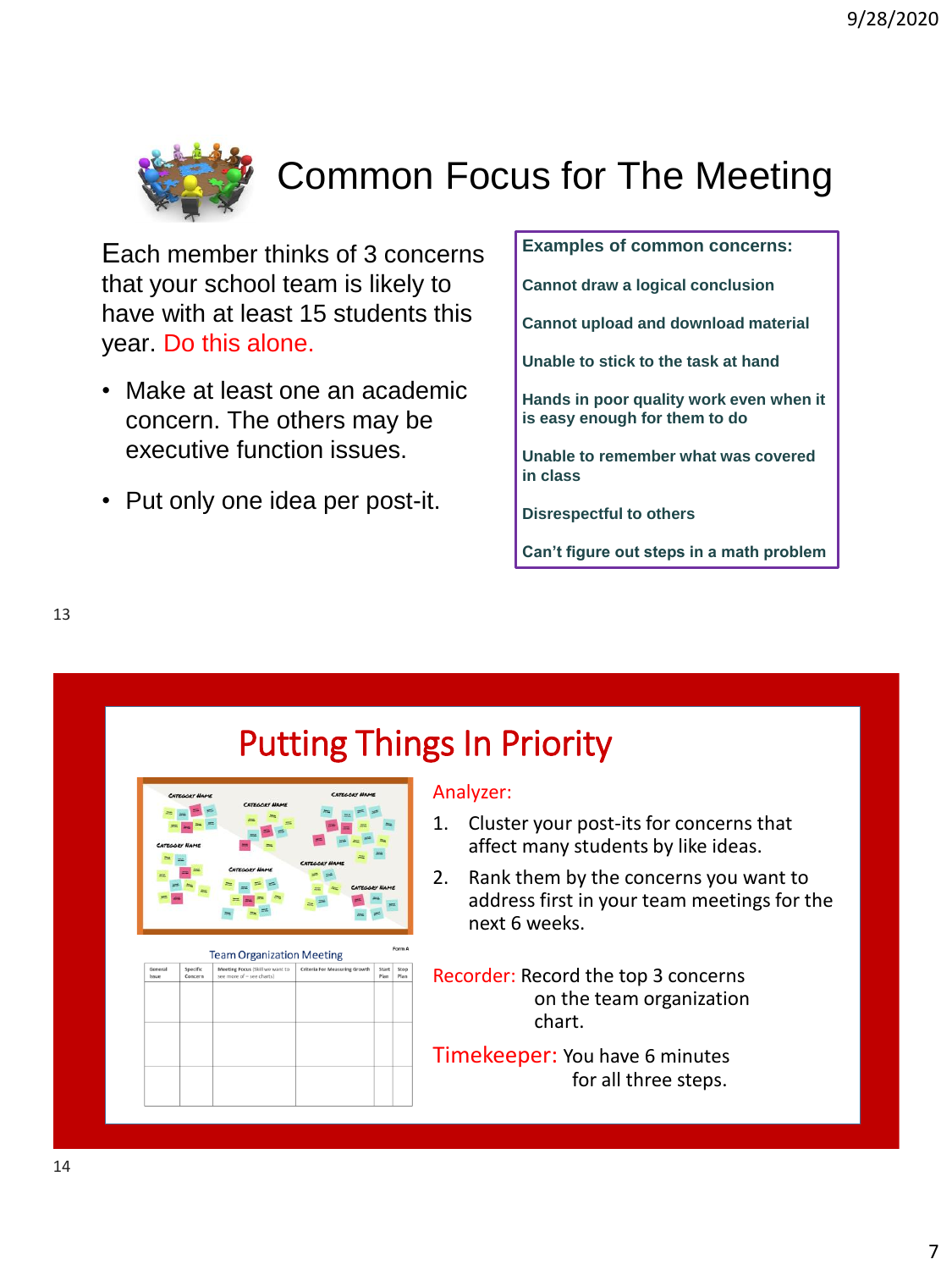# Common Focus for The Meeting

Each member thinks of 3 concerns that your school team is likely to have with at least 15 students this year. Do this alone.

- Make at least one an academic concern. The others may be executive function issues.
- Put only one idea per post-it.

**Examples of common concerns:**

**Cannot draw a logical conclusion**

**Cannot upload and download material**

**Unable to stick to the task at hand**

**Hands in poor quality work even when it is easy enough for them to do**

**Unable to remember what was covered in class**

**Disrespectful to others**

**Can't figure out steps in a math problem**

# Putting Things In Priority

Team Organization Meeting

Form A

| General Issue | Specific Concern | Meeting Focus (Skill we want to see more of – see charts) | Criteria For Measuring Growth | Start Plan | Stop Plan |
|---|---|---|---|---|---|
| | | | | | |
| | | | | | |
| | | | | | |

Analyzer:

1. Cluster your post-its for concerns that affect many students by like ideas.
2. Rank them by the concerns you want to address first in your team meetings for the next 6 weeks.

Recorder: Record the top 3 concerns on the team organization chart.

Timekeeper: You have 6 minutes for all three steps.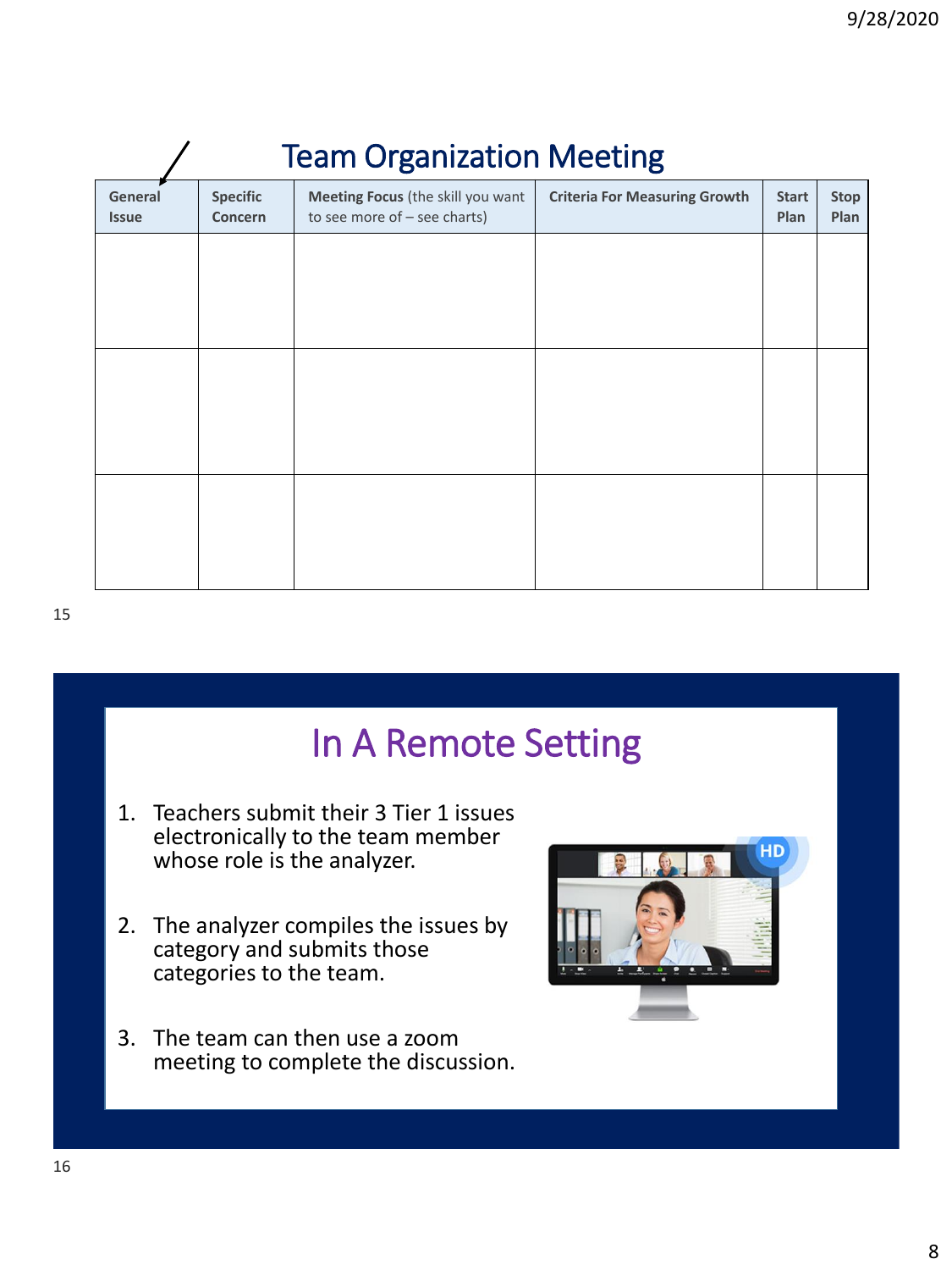## Team Organization Meeting

| General Issue | Specific Concern | Meeting Focus (the skill you want to see more of – see charts) | Criteria For Measuring Growth | Start Plan | Stop Plan |
|---|---|---|---|---|---|
| | | | | | |
| | | | | | |
| | | | | | |

## In A Remote Setting

1. Teachers submit their 3 Tier 1 issues electronically to the team member whose role is the analyzer.
2. The analyzer compiles the issues by category and submits those categories to the team.
3. The team can then use a zoom meeting to complete the discussion.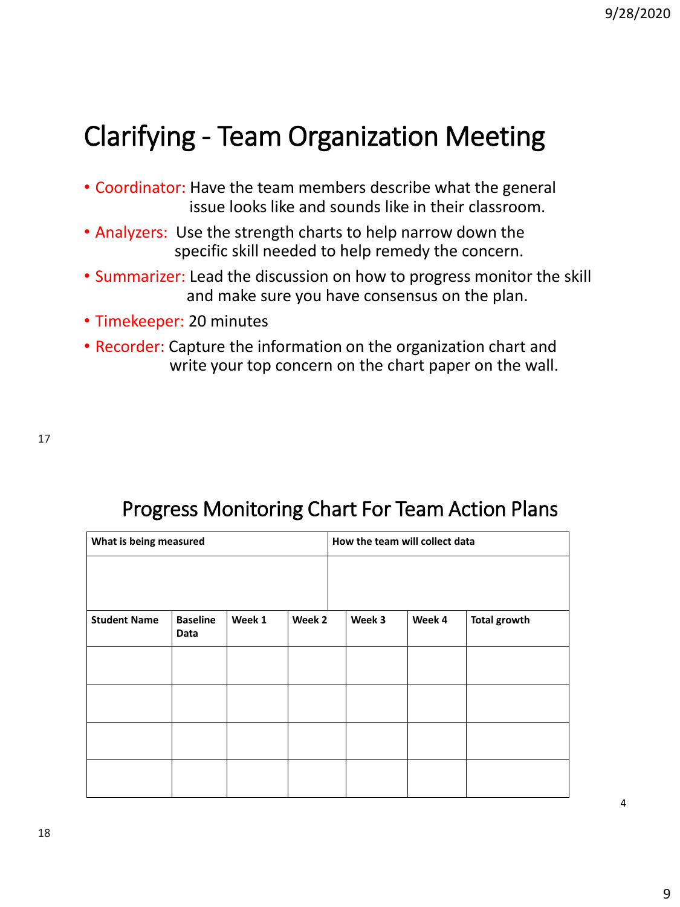# Clarifying - Team Organization Meeting

- Coordinator: Have the team members describe what the general issue looks like and sounds like in their classroom.
- Analyzers: Use the strength charts to help narrow down the specific skill needed to help remedy the concern.
- Summarizer: Lead the discussion on how to progress monitor the skill and make sure you have consensus on the plan.
- Timekeeper: 20 minutes
- Recorder: Capture the information on the organization chart and write your top concern on the chart paper on the wall.

## Progress Monitoring Chart For Team Action Plans

| **What is being measured** | | | **How the team will collect data** | | | |
|---|---|---|---|---|---|---|
| | | | | | | |
| **Student Name** | **Baseline Data** | **Week 1** | **Week 2** | **Week 3** | **Week 4** | **Total growth** |
| | | | | | | |
| | | | | | | |
| | | | | | | |
| | | | | | | |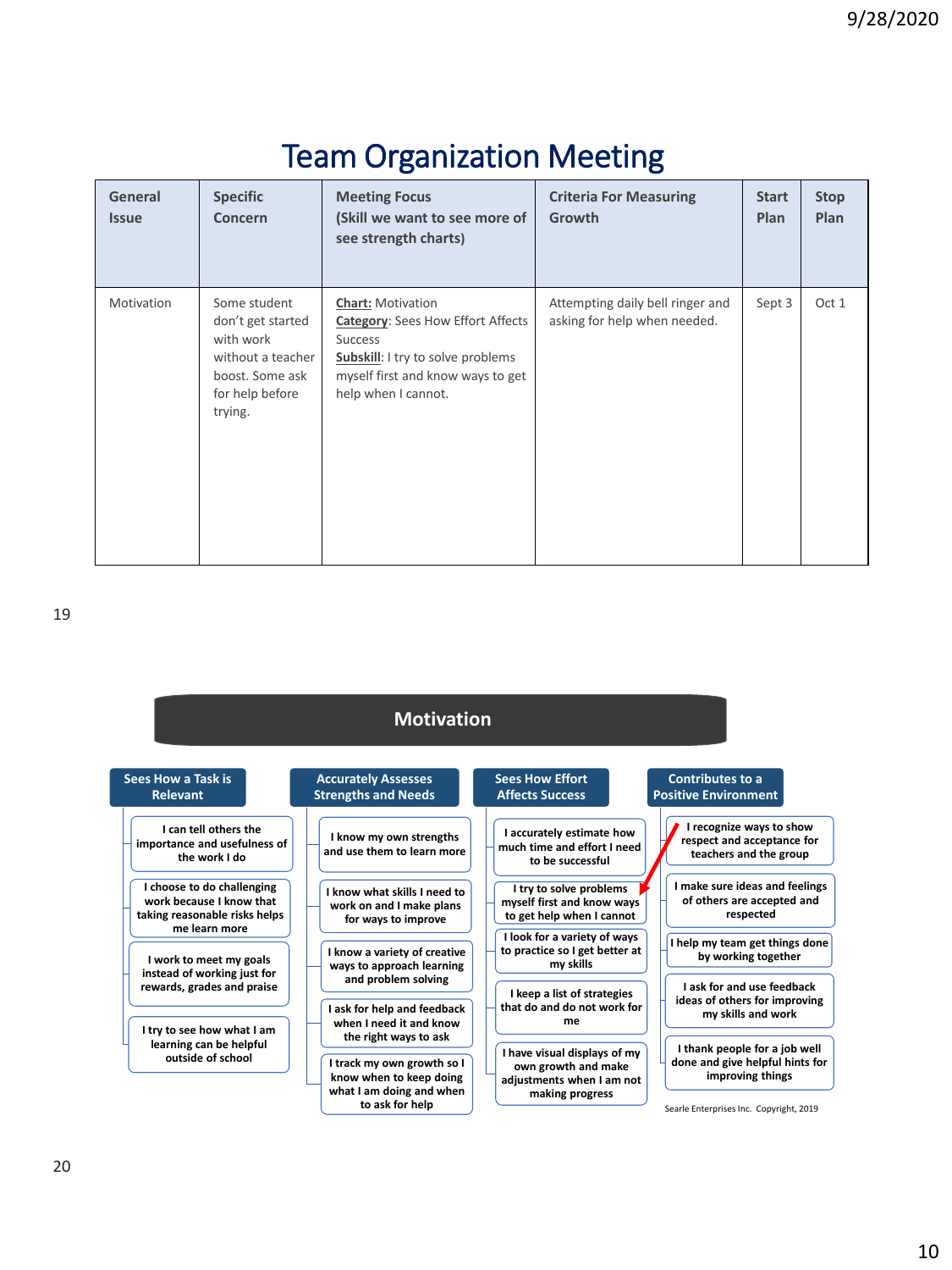# Team Organization Meeting

| General Issue | Specific Concern | Meeting Focus (Skill we want to see more of see strength charts) | Criteria For Measuring Growth | Start Plan | Stop Plan |
|---|---|---|---|---|---|
| Motivation | Some student don't get started with work without a teacher boost. Some ask for help before trying. | **Chart:** Motivation<br>**Category**: Sees How Effort Affects Success<br>**Subskill**: I try to solve problems myself first and know ways to get help when I cannot. | Attempting daily bell ringer and asking for help when needed. | Sept 3 | Oct 1 |

## Motivation

**Sees How a Task is Relevant**
- I can tell others the importance and usefulness of the work I do
- I choose to do challenging work because I know that taking reasonable risks helps me learn more
- I work to meet my goals instead of working just for rewards, grades and praise
- I try to see how what I am learning can be helpful outside of school

**Accurately Assesses Strengths and Needs**
- I know my own strengths and use them to learn more
- I know what skills I need to work on and I make plans for ways to improve
- I know a variety of creative ways to approach learning and problem solving
- I ask for help and feedback when I need it and know the right ways to ask
- I track my own growth so I know when to keep doing what I am doing and when to ask for help

**Sees How Effort Affects Success**
- I accurately estimate how much time and effort I need to be successful
- I try to solve problems myself first and know ways to get help when I cannot
- I look for a variety of ways to practice so I get better at my skills
- I keep a list of strategies that do and do not work for me
- I have visual displays of my own growth and make adjustments when I am not making progress

**Contributes to a Positive Environment**
- I recognize ways to show respect and acceptance for teachers and the group
- I make sure ideas and feelings of others are accepted and respected
- I help my team get things done by working together
- I ask for and use feedback ideas of others for improving my skills and work
- I thank people for a job well done and give helpful hints for improving things

Searle Enterprises Inc. Copyright, 2019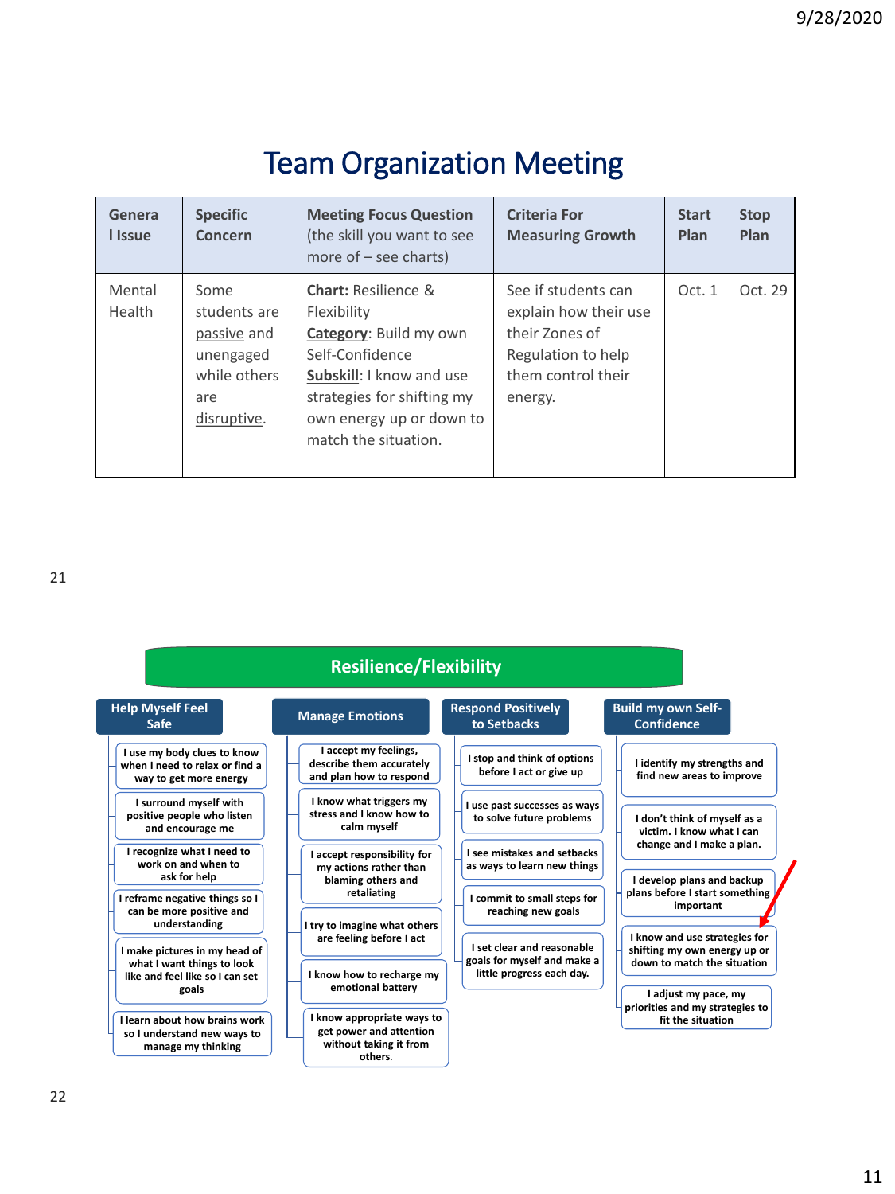# Team Organization Meeting

| General Issue | Specific Concern | Meeting Focus Question (the skill you want to see more of – see charts) | Criteria For Measuring Growth | Start Plan | Stop Plan |
|---|---|---|---|---|---|
| Mental Health | Some students are passive and unengaged while others are disruptive. | **Chart:** Resilience & Flexibility<br>**Category**: Build my own Self-Confidence<br>**Subskill**: I know and use strategies for shifting my own energy up or down to match the situation. | See if students can explain how their use their Zones of Regulation to help them control their energy. | Oct. 1 | Oct. 29 |

## Resilience/Flexibility

### Help Myself Feel Safe

- I use my body clues to know when I need to relax or find a way to get more energy
- I surround myself with positive people who listen and encourage me
- I recognize what I need to work on and when to ask for help
- I reframe negative things so I can be more positive and understanding
- I make pictures in my head of what I want things to look like and feel like so I can set goals
- I learn about how brains work so I understand new ways to manage my thinking

### Manage Emotions

- I accept my feelings, describe them accurately and plan how to respond
- I know what triggers my stress and I know how to calm myself
- I accept responsibility for my actions rather than blaming others and retaliating
- I try to imagine what others are feeling before I act
- I know how to recharge my emotional battery
- I know appropriate ways to get power and attention without taking it from others.

### Respond Positively to Setbacks

- I stop and think of options before I act or give up
- I use past successes as ways to solve future problems
- I see mistakes and setbacks as ways to learn new things
- I commit to small steps for reaching new goals
- I set clear and reasonable goals for myself and make a little progress each day.

### Build my own Self-Confidence

- I identify my strengths and find new areas to improve
- I don't think of myself as a victim. I know what I can change and I make a plan.
- I develop plans and backup plans before I start something important
- I know and use strategies for shifting my own energy up or down to match the situation
- I adjust my pace, my priorities and my strategies to fit the situation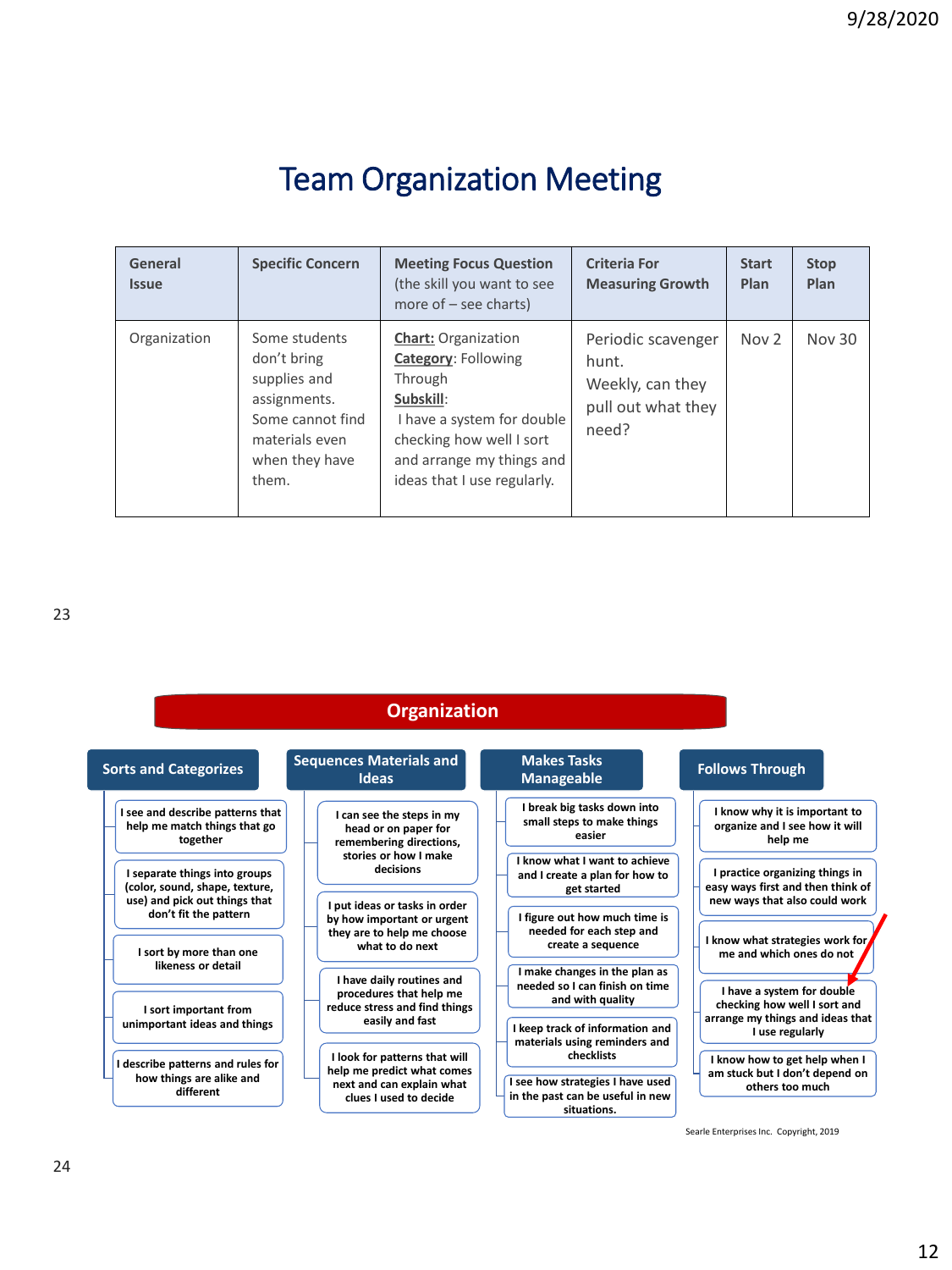# Team Organization Meeting

| General Issue | Specific Concern | Meeting Focus Question (the skill you want to see more of – see charts) | Criteria For Measuring Growth | Start Plan | Stop Plan |
|---|---|---|---|---|---|
| Organization | Some students don't bring supplies and assignments. Some cannot find materials even when they have them. | **Chart:** Organization<br>**Category**: Following Through<br>**Subskill**:<br>I have a system for double checking how well I sort and arrange my things and ideas that I use regularly. | Periodic scavenger hunt.<br>Weekly, can they pull out what they need? | Nov 2 | Nov 30 |

## Organization

### Sorts and Categorizes

- I see and describe patterns that help me match things that go together
- I separate things into groups (color, sound, shape, texture, use) and pick out things that don't fit the pattern
- I sort by more than one likeness or detail
- I sort important from unimportant ideas and things
- I describe patterns and rules for how things are alike and different

### Sequences Materials and Ideas

- I can see the steps in my head or on paper for remembering directions, stories or how I make decisions
- I put ideas or tasks in order by how important or urgent they are to help me choose what to do next
- I have daily routines and procedures that help me reduce stress and find things easily and fast
- I look for patterns that will help me predict what comes next and can explain what clues I used to decide

### Makes Tasks Manageable

- I break big tasks down into small steps to make things easier
- I know what I want to achieve and I create a plan for how to get started
- I figure out how much time is needed for each step and create a sequence
- I make changes in the plan as needed so I can finish on time and with quality
- I keep track of information and materials using reminders and checklists
- I see how strategies I have used in the past can be useful in new situations.

### Follows Through

- I know why it is important to organize and I see how it will help me
- I practice organizing things in easy ways first and then think of new ways that also could work
- I know what strategies work for me and which ones do not
- I have a system for double checking how well I sort and arrange my things and ideas that I use regularly
- I know how to get help when I am stuck but I don't depend on others too much

Searle Enterprises Inc. Copyright, 2019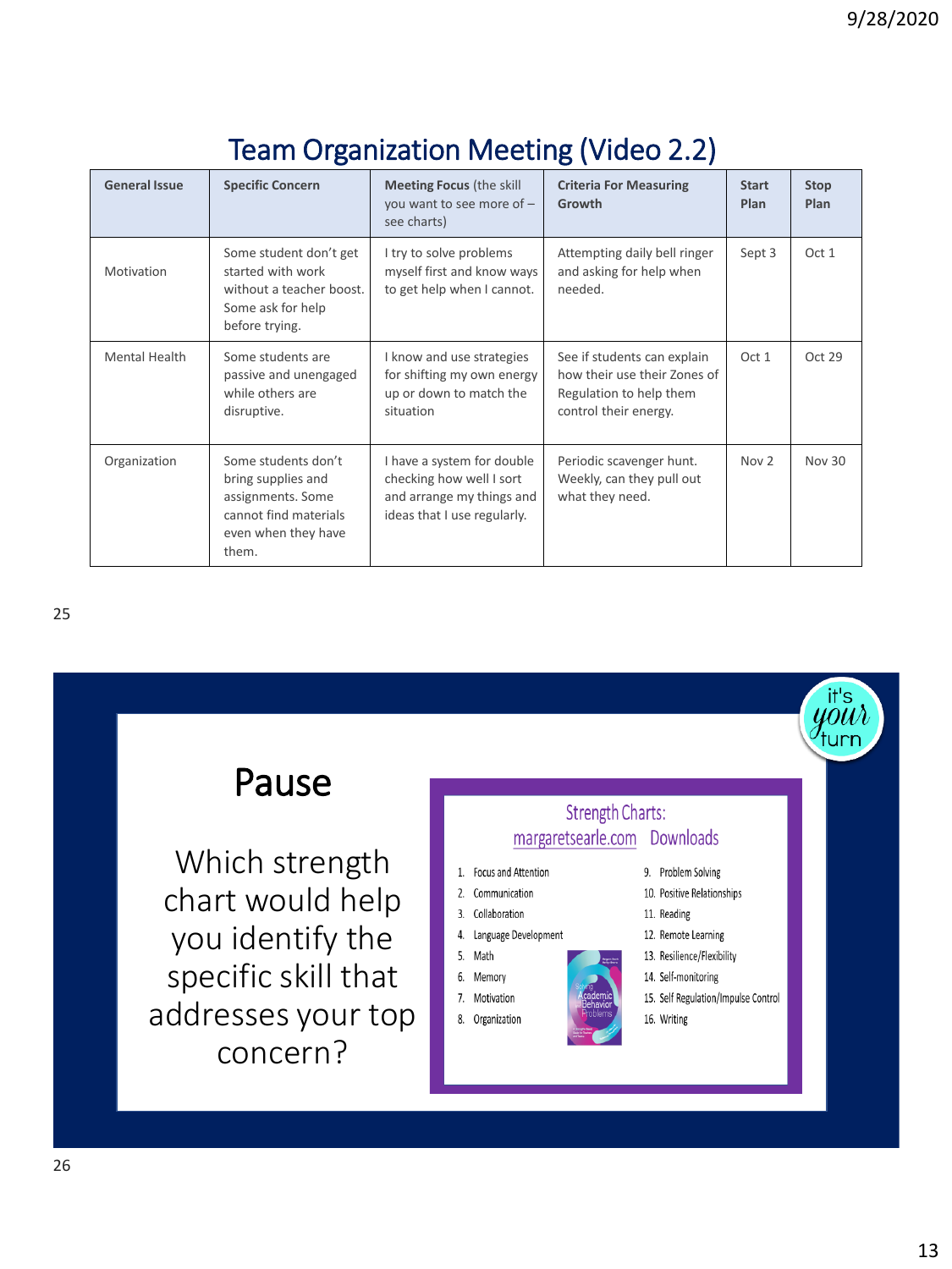## Team Organization Meeting (Video 2.2)

| General Issue | Specific Concern | Meeting Focus (the skill you want to see more of – see charts) | Criteria For Measuring Growth | Start Plan | Stop Plan |
|---|---|---|---|---|---|
| Motivation | Some student don't get started with work without a teacher boost. Some ask for help before trying. | I try to solve problems myself first and know ways to get help when I cannot. | Attempting daily bell ringer and asking for help when needed. | Sept 3 | Oct 1 |
| Mental Health | Some students are passive and unengaged while others are disruptive. | I know and use strategies for shifting my own energy up or down to match the situation | See if students can explain how their use their Zones of Regulation to help them control their energy. | Oct 1 | Oct 29 |
| Organization | Some students don't bring supplies and assignments. Some cannot find materials even when they have them. | I have a system for double checking how well I sort and arrange my things and ideas that I use regularly. | Periodic scavenger hunt. Weekly, can they pull out what they need. | Nov 2 | Nov 30 |

## Pause

it's your turn

Which strength chart would help you identify the specific skill that addresses your top concern?

Strength Charts: margaretsearle.com Downloads

1. Focus and Attention
2. Communication
3. Collaboration
4. Language Development
5. Math
6. Memory
7. Motivation
8. Organization
9. Problem Solving
10. Positive Relationships
11. Reading
12. Remote Learning
13. Resilience/Flexibility
14. Self-monitoring
15. Self Regulation/Impulse Control
16. Writing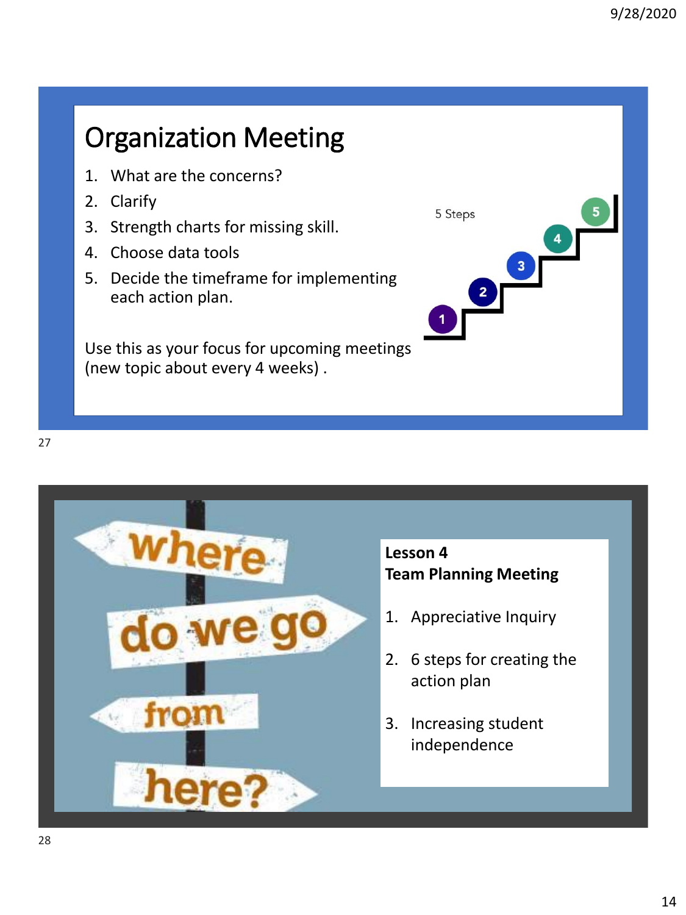## Organization Meeting

1. What are the concerns?
2. Clarify
3. Strength charts for missing skill.
4. Choose data tools
5. Decide the timeframe for implementing each action plan.

Use this as your focus for upcoming meetings (new topic about every 4 weeks) .

5 Steps

1
2
3
4
5

where do we go from here?

**Lesson 4**
**Team Planning Meeting**

1. Appreciative Inquiry
2. 6 steps for creating the action plan
3. Increasing student independence